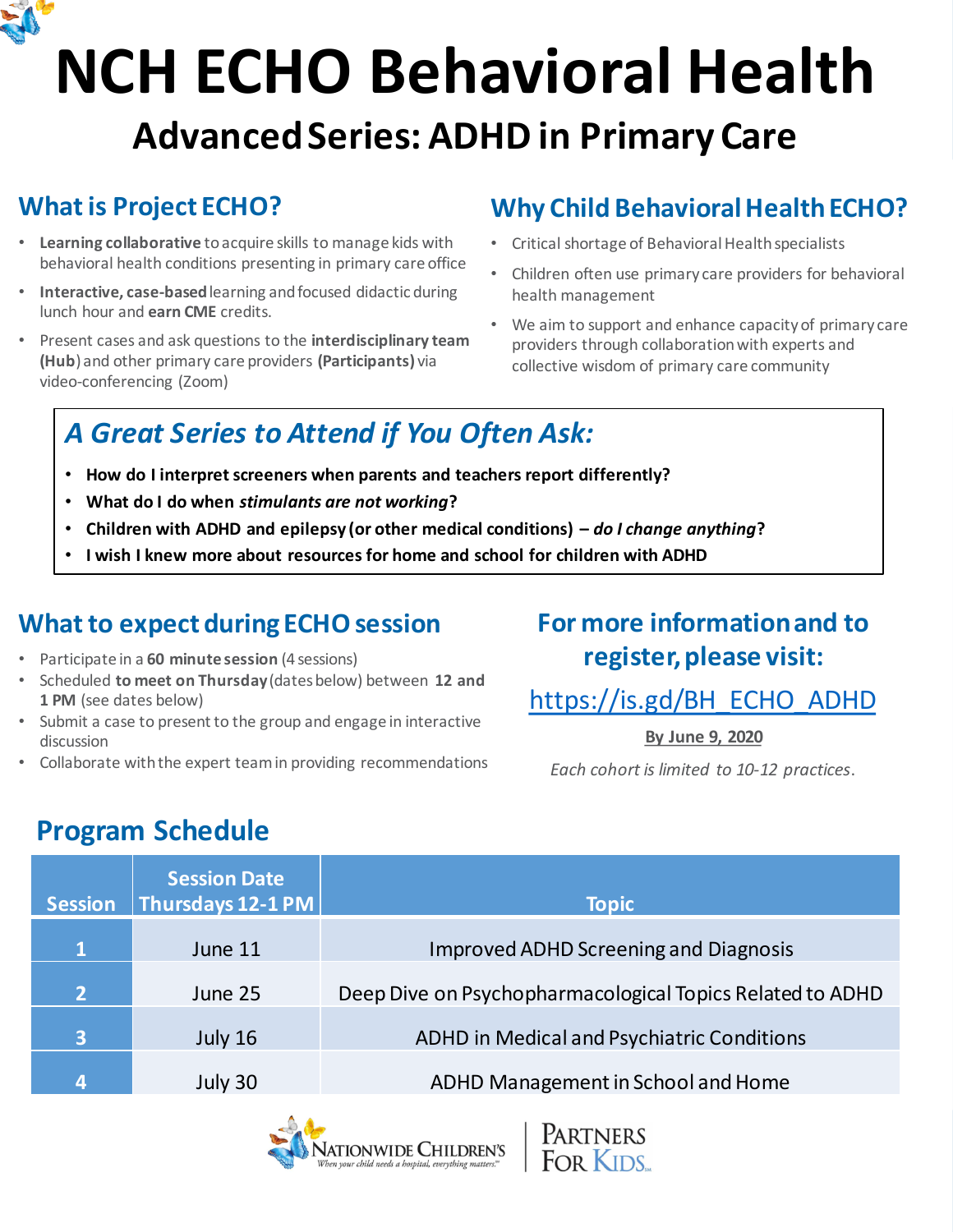# NCH ECHO Behavioral Health

## Advanced Series: ADHD in Primary Care

## What is Project ECHO?

- **Learning collaborative** to acquire skills to manage kids with behavioral health conditions presenting in primary care office
- **Interactive, case-based** learning and focused didactic during lunch hour and **earn CME** credits.
- Present cases and ask questions to the **interdisciplinary team (Hub)** and other primary care providers **(Participants)** via video-conferencing (Zoom)

## Why Child Behavioral Health ECHO?

- Critical shortage of Behavioral Health specialists
- Children often use primary care providers for behavioral health management
- We aim to support and enhance capacity of primary care providers through collaboration with experts and collective wisdom of primary care community

## *A Great Series to Attend if You Often Ask:*

- **How do I interpret screeners when parents and teachers report differently?**
- **What do I do when *stimulants are not working*?**
- **Children with ADHD and epilepsy (or other medical conditions) – *do I change anything*?**
- **I wish I knew more about resources for home and school for children with ADHD**

## What to expect during ECHO session

- Participate in a **60 minute session** (4 sessions)
- Scheduled **to meet on Thursday** (dates below) between **12 and 1 PM** (see dates below)
- Submit a case to present to the group and engage in interactive discussion
- Collaborate with the expert team in providing recommendations

## For more information and to register, please visit:

https://is.gd/BH_ECHO_ADHD

**By June 9, 2020**

*Each cohort is limited to 10-12 practices.*

## Program Schedule

| Session | Session Date Thursdays 12-1 PM | Topic |
|---|---|---|
| 1 | June 11 | Improved ADHD Screening and Diagnosis |
| 2 | June 25 | Deep Dive on Psychopharmacological Topics Related to ADHD |
| 3 | July 16 | ADHD in Medical and Psychiatric Conditions |
| 4 | July 30 | ADHD Management in School and Home |

Nationwide Children's — When your child needs a hospital, everything matters.

Partners For Kids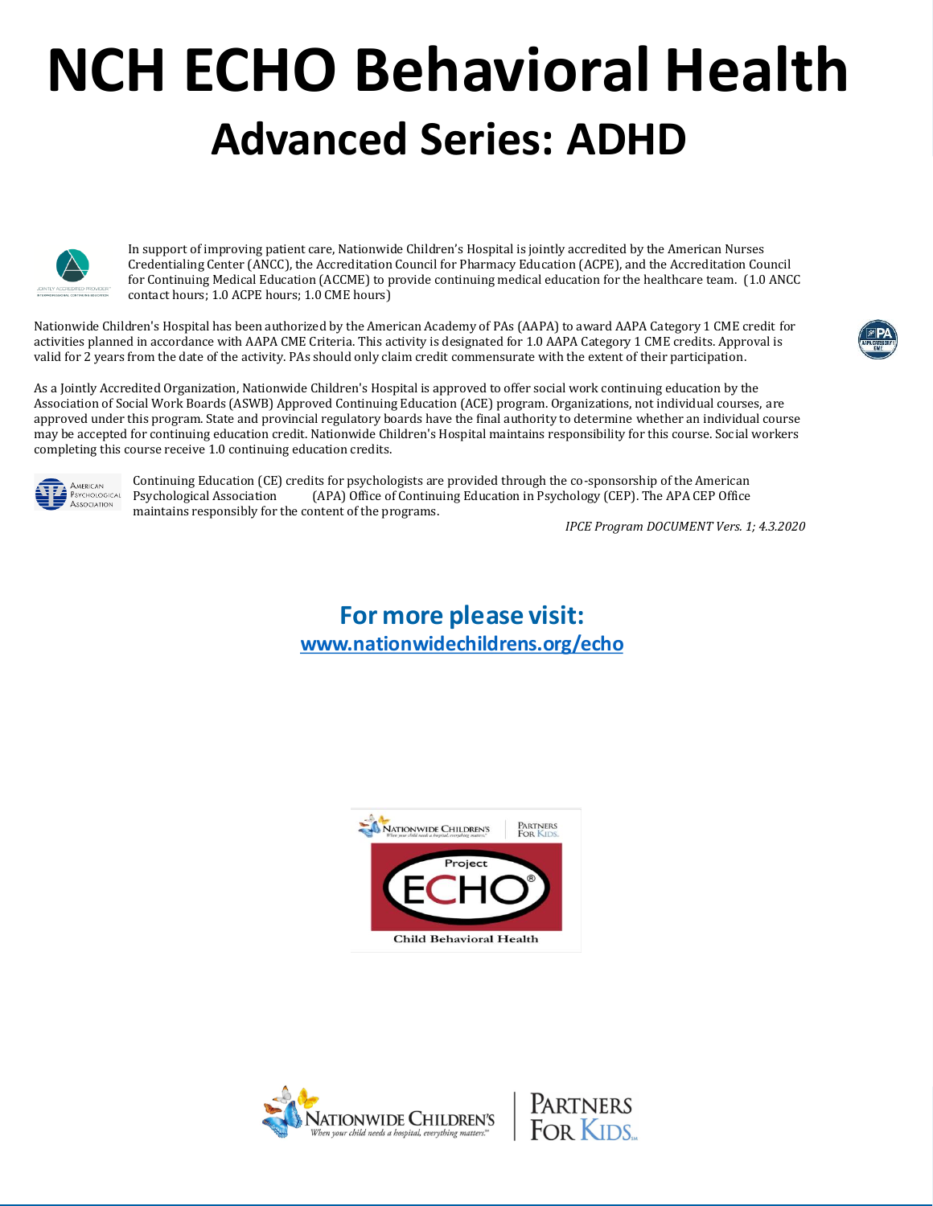# NCH ECHO Behavioral Health

## Advanced Series: ADHD

In support of improving patient care, Nationwide Children's Hospital is jointly accredited by the American Nurses Credentialing Center (ANCC), the Accreditation Council for Pharmacy Education (ACPE), and the Accreditation Council for Continuing Medical Education (ACCME) to provide continuing medical education for the healthcare team. (1.0 ANCC contact hours; 1.0 ACPE hours; 1.0 CME hours)

Nationwide Children's Hospital has been authorized by the American Academy of PAs (AAPA) to award AAPA Category 1 CME credit for activities planned in accordance with AAPA CME Criteria. This activity is designated for 1.0 AAPA Category 1 CME credits. Approval is valid for 2 years from the date of the activity. PAs should only claim credit commensurate with the extent of their participation.

As a Jointly Accredited Organization, Nationwide Children's Hospital is approved to offer social work continuing education by the Association of Social Work Boards (ASWB) Approved Continuing Education (ACE) program. Organizations, not individual courses, are approved under this program. State and provincial regulatory boards have the final authority to determine whether an individual course may be accepted for continuing education credit. Nationwide Children's Hospital maintains responsibility for this course. Social workers completing this course receive 1.0 continuing education credits.

Continuing Education (CE) credits for psychologists are provided through the co-sponsorship of the American Psychological Association (APA) Office of Continuing Education in Psychology (CEP). The APA CEP Office maintains responsibly for the content of the programs.

*IPCE Program DOCUMENT Vers. 1; 4.3.2020*

**For more please visit:**
**[www.nationwidechildrens.org/echo](http://www.nationwidechildrens.org/echo)**

Nationwide Children's | Partners For Kids

Project ECHO® Child Behavioral Health

Nationwide Children's — When your child needs a hospital, everything matters.℠ | Partners For Kids℠